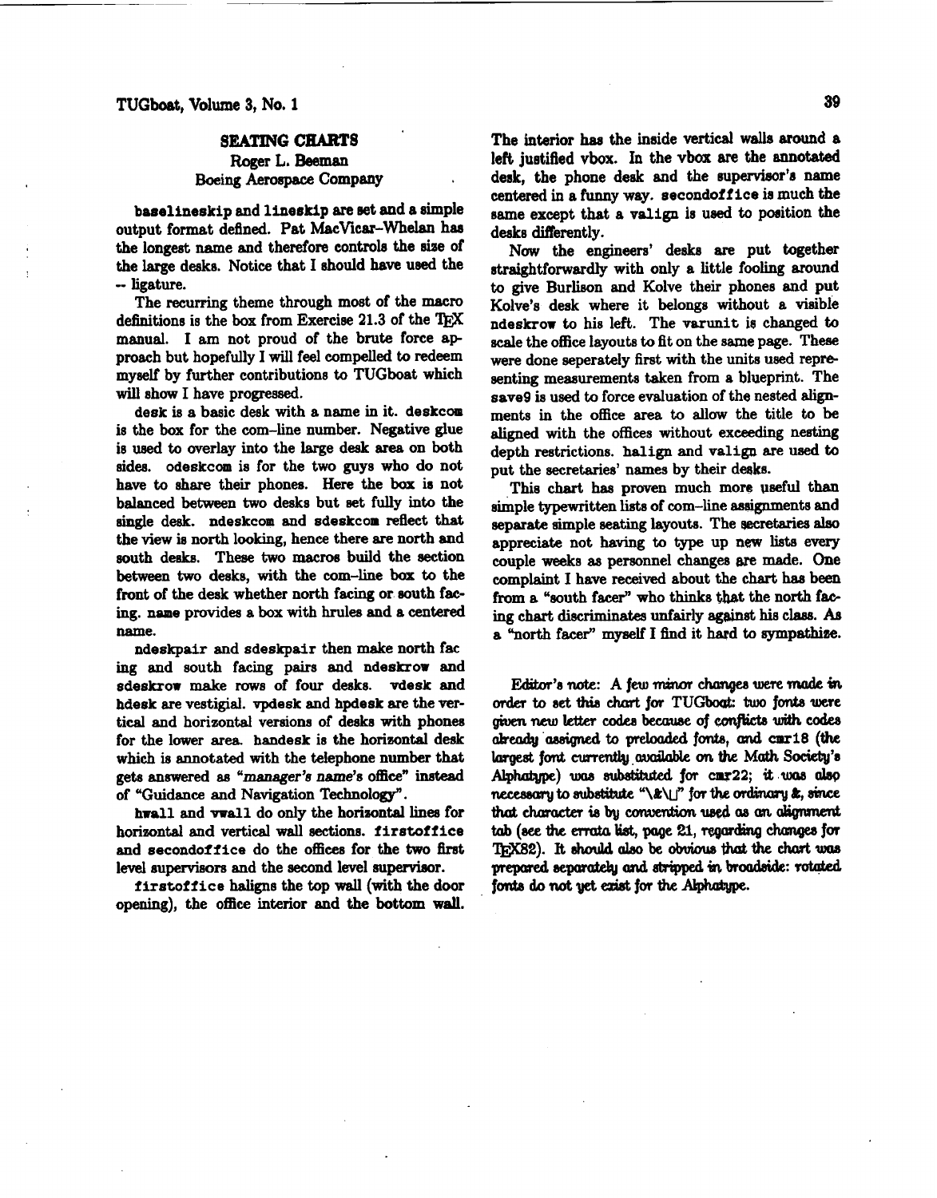## SEATING CHARTS

Roger L. Beeman
Boeing Aerospace Company

**baselineskip** and **lineskip** are set and a simple output format defined. Pat MacVicar-Whelan has the longest name and therefore controls the size of the large desks. Notice that I should have used the -- ligature.

The recurring theme through most of the macro definitions is the box from Exercise 21.3 of the TEX manual. I am not proud of the brute force approach but hopefully I will feel compelled to redeem myself by further contributions to TUGboat which will show I have progressed.

**desk** is a basic desk with a name in it. **deskcom** is the box for the com-line number. Negative glue is used to overlay into the large desk area on both sides. **odeskcom** is for the two guys who do not have to share their phones. Here the box is not balanced between two desks but set fully into the single desk. **ndeskcom** and **sdeskcom** reflect that the view is north looking, hence there are north and south desks. These two macros build the section between two desks, with the com-line box to the front of the desk whether north facing or south facing. **name** provides a box with hrules and a centered name.

**ndeskpair** and **sdeskpair** then make north fac ing and south facing pairs and **ndeskrow** and **sdeskrow** make rows of four desks. **vdesk** and **hdesk** are vestigial. **vpdesk** and **hpdesk** are the vertical and horizontal versions of desks with phones for the lower area. **handesk** is the horizontal desk which is annotated with the telephone number that gets answered as "*manager's name's* office" instead of "Guidance and Navigation Technology".

**hwall** and **vwall** do only the horizontal lines for horizontal and vertical wall sections. **firstoffice** and **secondoffice** do the offices for the two first level supervisors and the second level supervisor.

**firstoffice** haligns the top wall (with the door opening), the office interior and the bottom wall. The interior has the inside vertical walls around a left justified vbox. In the vbox are the annotated desk, the phone desk and the supervisor's name centered in a funny way. **secondoffice** is much the same except that a **valign** is used to position the desks differently.

Now the engineers' desks are put together straightforwardly with only a little fooling around to give Burlison and Kolve their phones and put Kolve's desk where it belongs without a visible **ndeskrow** to his left. The **varunit** is changed to scale the office layouts to fit on the same page. These were done seperately first with the units used representing measurements taken from a blueprint. The **save9** is used to force evaluation of the nested alignments in the office area to allow the title to be aligned with the offices without exceeding nesting depth restrictions. **halign** and **valign** are used to put the secretaries' names by their desks.

This chart has proven much more useful than simple typewritten lists of com-line assignments and separate simple seating layouts. The secretaries also appreciate not having to type up new lists every couple weeks as personnel changes are made. One complaint I have received about the chart has been from a "south facer" who thinks that the north facing chart discriminates unfairly against his class. As a "north facer" myself I find it hard to sympathize.

*Editor's note: A few minor changes were made in order to set this chart for TUGboat: two fonts were given new letter codes because of conflicts with codes already assigned to preloaded fonts, and* cmr18 *(the largest font currently available on the Math Society's Alphatype) was substituted for* cmr22*; it was also necessary to substitute "\&\␣" for the ordinary &, since that character is by convention used as an alignment tab (see the errata list, page 21, regarding changes for TEX82). It should also be obvious that the chart was prepared separately and stripped in broadside: rotated fonts do not yet exist for the Alphatype.*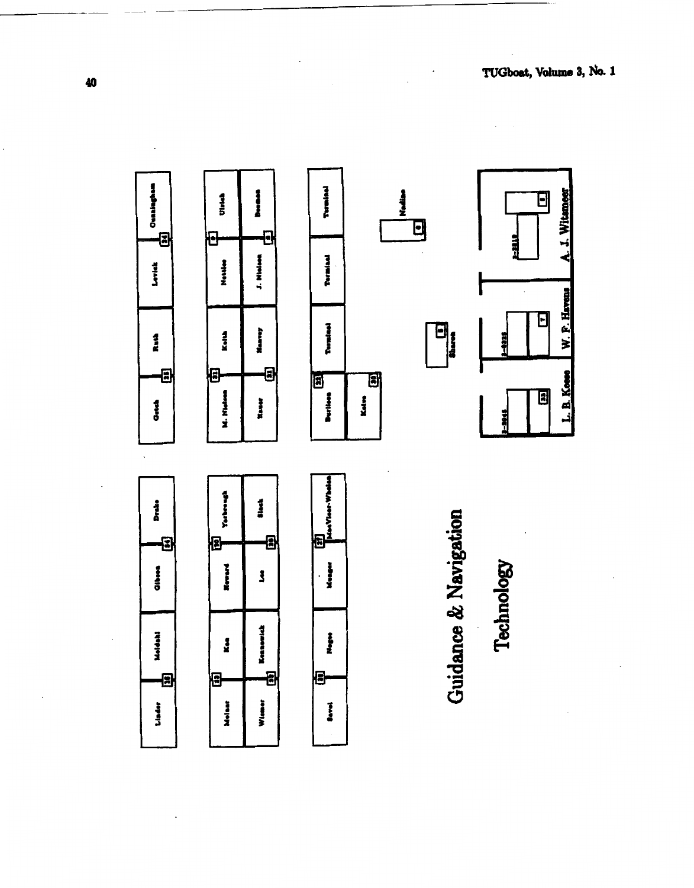Linder | 28 | Moldahl | Gibson | 24 | Drake

Molnar | 22 | Kao | Howard | 20 | Yarbrough

Wismer | 32 | Kennewick | Lee | 28 | Slack

Savol | 28 | Nagoe | Munger | 27 | MacVicar-Whelan

Gutch | 28 | Ruth | Levick | 24 | Cunningham

M. Nielsen | 21 | Keith | Nettles | 9 | Ulrich

Naser | 21 | Hanvey | J. Nielsen | 8 | Bowman

Burleson | 23 | Terminal | Terminal | Terminal

Kelvo | 20

Nadine | 9

Sharon | 8

2-3245 | 23 | L. B. Keese

2-3225 | 7 | W. F. Havens

2-3210 | 6 | A. J. Witsmeer

# Guidance & Navigation

# Technology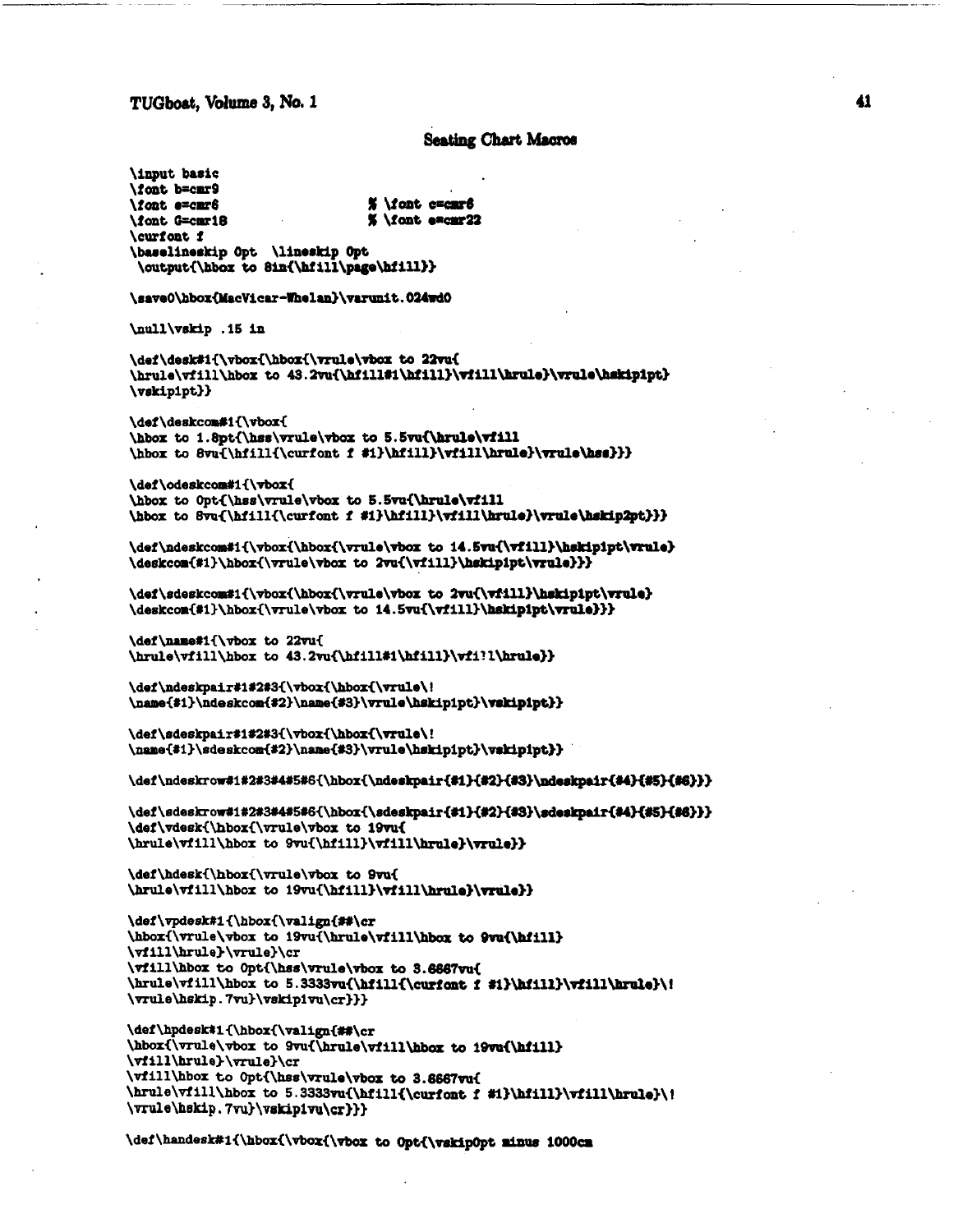### Seating Chart Macros

```
\input basic
\font b=cmr9
\font s=cmr6                    % \font c=cmr6
\font G=cmr18                   % \font s=cmr22
\curfont f
\baselineskip 0pt  \lineskip 0pt
 \output{\hbox to 8in{\hfill\page\hfill}}

\save0\hbox{MacVicar-Whelan}\varunit.024wd0

\null\vskip .15 in

\def\desk#1{\vbox{\hbox{\vrule\vbox to 22vu{
\hrule\vfill\hbox to 43.2vu{\hfill#1\hfill}\vfill\hrule}\vrule\hskip1pt}
\vskip1pt}}

\def\deskcom#1{\vbox{
\hbox to 1.8pt{\hss\vrule\vbox to 5.5vu{\hrule\vfill
\hbox to 8vu{\hfill{\curfont f #1}\hfill}\vfill\hrule}\vrule\hss}}}

\def\odeskcom#1{\vbox{
\hbox to 0pt{\hss\vrule\vbox to 5.5vu{\hrule\vfill
\hbox to 8vu{\hfill{\curfont f #1}\hfill}\vfill\hrule}\vrule\hskip2pt}}}

\def\ndeskcom#1{\vbox{\hbox{\vrule\vbox to 14.5vu{\vfill}\hskip1pt\vrule}
\deskcom{#1}\hbox{\vrule\vbox to 2vu{\vfill}\hskip1pt\vrule}}}

\def\sdeskcom#1{\vbox{\hbox{\vrule\vbox to 2vu{\vfill}\hskip1pt\vrule}
\deskcom{#1}\hbox{\vrule\vbox to 14.5vu{\vfill}\hskip1pt\vrule}}}

\def\name#1{\vbox to 22vu{
\hrule\vfill\hbox to 43.2vu{\hfill#1\hfill}\vfill\hrule}}

\def\ndeskpair#1#2#3{\vbox{\hbox{\vrule\!
\name{#1}\ndeskcom{#2}\name{#3}\vrule\hskip1pt}\vskip1pt}}

\def\sdeskpair#1#2#3{\vbox{\hbox{\vrule\!
\name{#1}\sdeskcom{#2}\name{#3}\vrule\hskip1pt}\vskip1pt}}

\def\ndeskrow#1#2#3#4#5#6{\hbox{\ndeskpair{#1}{#2}{#3}\ndeskpair{#4}{#5}{#6}}}

\def\sdeskrow#1#2#3#4#5#6{\hbox{\sdeskpair{#1}{#2}{#3}\sdeskpair{#4}{#5}{#6}}}
\def\vdesk{\hbox{\vrule\vbox to 19vu{
\hrule\vfill\hbox to 9vu{\hfill}\vfill\hrule}\vrule}}

\def\hdesk{\hbox{\vrule\vbox to 9vu{
\hrule\vfill\hbox to 19vu{\hfill}\vfill\hrule}\vrule}}

\def\vpdesk#1{\hbox{\valign{##\cr
\hbox{\vrule\vbox to 19vu{\hrule\vfill\hbox to 9vu{\hfill}
\vfill\hrule}\vrule}\cr
\vfill\hbox to 0pt{\hss\vrule\vbox to 3.6667vu{
\hrule\vfill\hbox to 5.3333vu{\hfill{\curfont f #1}\hfill}\vfill\hrule}\!
\vrule\hskip.7vu}\vskip1vu\cr}}}

\def\hpdesk#1{\hbox{\valign{##\cr
\hbox{\vrule\vbox to 9vu{\hrule\vfill\hbox to 19vu{\hfill}
\vfill\hrule}\vrule}\cr
\vfill\hbox to 0pt{\hss\vrule\vbox to 3.6667vu{
\hrule\vfill\hbox to 5.3333vu{\hfill{\curfont f #1}\hfill}\vfill\hrule}\!
\vrule\hskip.7vu}\vskip1vu\cr}}}

\def\handesk#1{\hbox{\vbox{\vbox to 0pt{\vskip0pt minus 1000cm
```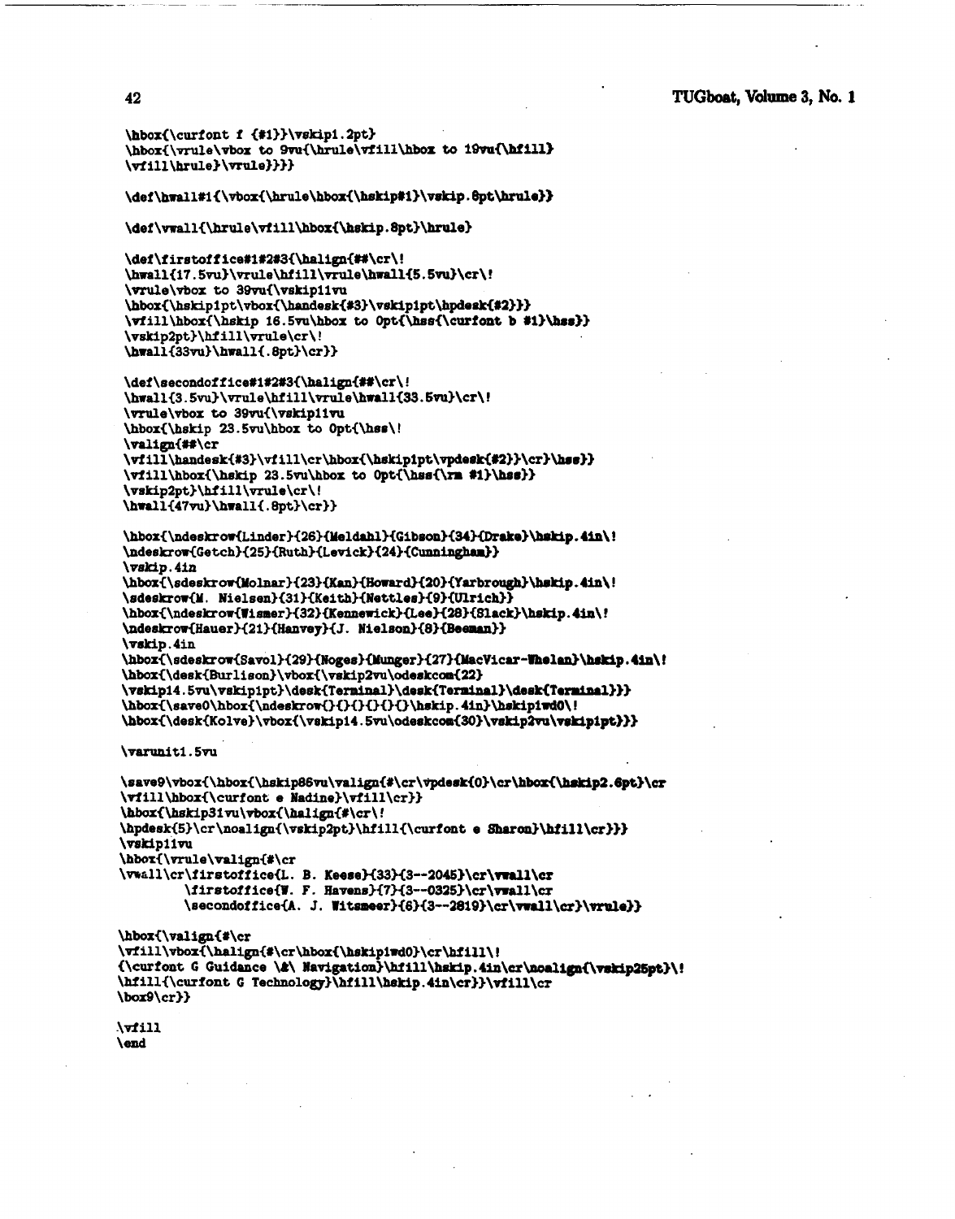```
\hbox{\curfont f {#1}}\vskip1.2pt}
\hbox{\vrule\vbox to 9vu{\hrule\vfill\hbox to 19vu{\hfill}
\vfill\hrule}\vrule}}}}

\def\hwall#1{\vbox{\hrule\hbox{\hskip#1}\vskip.8pt\hrule}}

\def\vwall{\hrule\vfill\hbox{\hskip.8pt}\hrule}

\def\firstoffice#1#2#3{\halign{##\cr\!
\hwall{17.5vu}\vrule\hfill\vrule\hwall{5.5vu}\cr\!
\vrule\vbox to 39vu{\vskip11vu
\hbox{\hskip1pt\vbox{\handesk{#3}\vskip1pt\hpdesk{#2}}}
\vfill\hbox{\hskip 16.5vu\hbox to 0pt{\hss{\curfont b #1}\hss}}
\vskip2pt}\hfill\vrule\cr\!
\hwall{33vu}\hwall{.8pt}\cr}}

\def\secondoffice#1#2#3{\halign{##\cr\!
\hwall{3.5vu}\vrule\hfill\vrule\hwall{33.5vu}\cr\!
\vrule\vbox to 39vu{\vskip11vu
\hbox{\hskip 23.5vu\hbox to 0pt{\hss\!
\valign{##\cr
\vfill\handesk{#3}\vfill\cr\hbox{\hskip1pt\vpdesk{#2}}\cr}\hss}}
\vfill\hbox{\hskip 23.5vu\hbox to 0pt{\hss{\rm #1}\hss}}
\vskip2pt}\hfill\vrule\cr\!
\hwall{47vu}\hwall{.8pt}\cr}}

\hbox{\ndeskrow{Linder}{26}{Meldahl}{Gibson}{34}{Drake}\hskip.4in\!
\ndeskrow{Getch}{25}{Ruth}{Levick}{24}{Cunningham}}
\vskip.4in
\hbox{\sdeskrow{Molnar}{23}{Kan}{Howard}{20}{Yarbrough}\hskip.4in\!
\sdeskrow{M. Nielsen}{31}{Keith}{Nettles}{9}{Ulrich}}
\hbox{\ndeskrow{Wismer}{32}{Kennewick}{Lee}{28}{Slack}\hskip.4in\!
\ndeskrow{Hauer}{21}{Hanvey}{J. Nielson}{8}{Beeman}}
\vskip.4in
\hbox{\sdeskrow{Savol}{29}{Noges}{Munger}{27}{MacVicar-Whelan}\hskip.4in\!
\hbox{\desk{Burlison}\vbox{\vskip2vu\odeskcom{22}
\vskip14.5vu\vskip1pt}\desk{Terminal}\desk{Terminal}}}
\hbox{\save0\hbox{\ndeskrow{}{}{}{}{}{}\hskip.4in}\hskip1wd0\!
\hbox{\desk{Kolve}\vbox{\vskip14.5vu\odeskcom{30}\vskip2vu\vskip1pt}}}

\varunit1.5vu

\save9\vbox{\hbox{\hskip86vu\valign{#\cr\vpdesk{0}\cr\hbox{\hskip2.6pt}\cr
\vfill\hbox{\curfont e Nadine}\vfill\cr}}
\hbox{\hskip31vu\vbox{\halign{#\cr\!
\hpdesk{5}\cr\noalign{\vskip2pt}\hfill{\curfont e Sharon}\hfill\cr}}}
\vskip11vu
\hbox{\vrule\valign{#\cr
\vwall\cr\firstoffice{L. B. Keese}{33}{3--2045}\cr\vwall\cr
        \firstoffice{W. F. Havens}{7}{3--0325}\cr\vwall\cr
        \secondoffice{A. J. Witsmeer}{6}{3--2819}\cr\vwall\cr}\vrule}}

\hbox{\valign{#\cr
\vfill\vbox{\halign{#\cr\hbox{\hskip1wd0}\cr\hfill\!
{\curfont G Guidance \&\ Navigation}\hfill\hskip.4in\cr\noalign{\vskip25pt}\!
\hfill{\curfont G Technology}\hfill\hskip.4in\cr}}\vfill\cr
\box9\cr}}

\vfill
\end
```